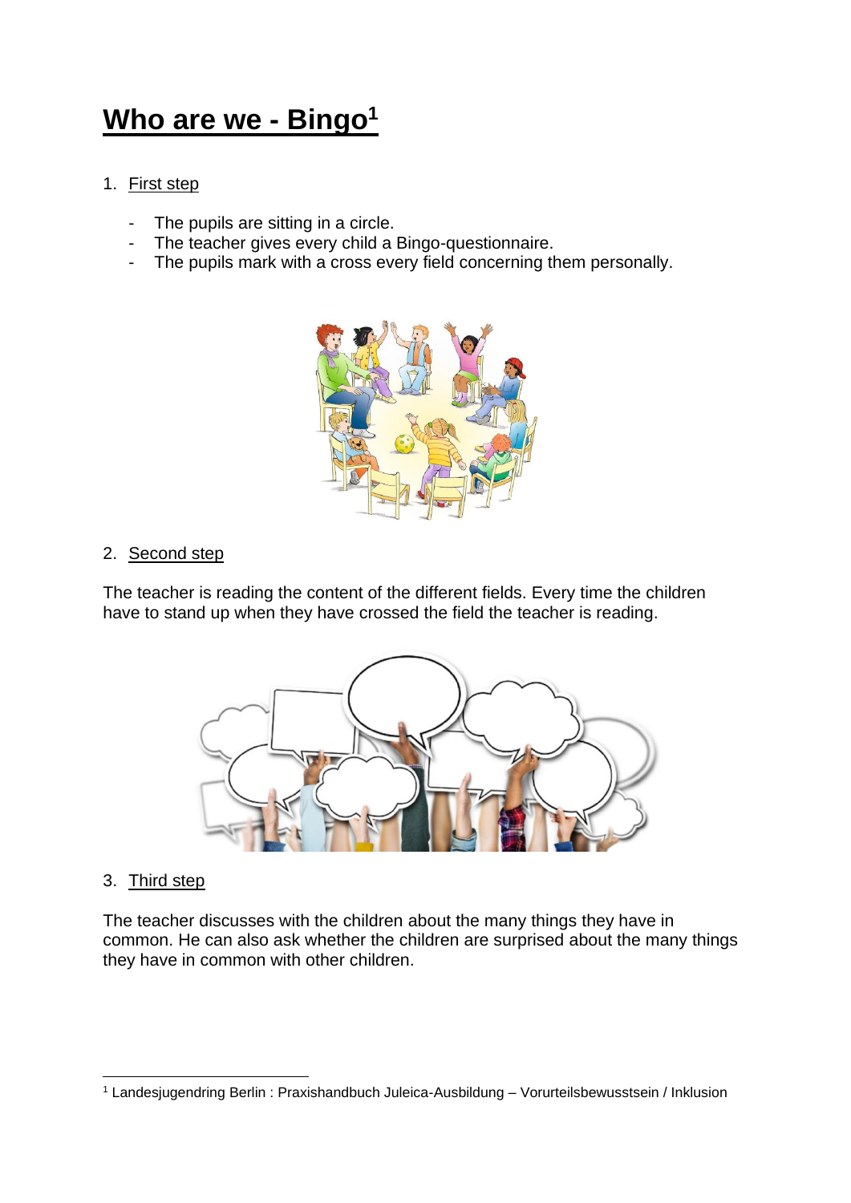# Who are we - Bingo[1]

1. First step

- The pupils are sitting in a circle.
- The teacher gives every child a Bingo-questionnaire.
- The pupils mark with a cross every field concerning them personally.

2. Second step

The teacher is reading the content of the different fields. Every time the children have to stand up when they have crossed the field the teacher is reading.

3. Third step

The teacher discusses with the children about the many things they have in common. He can also ask whether the children are surprised about the many things they have in common with other children.

[1] Landesjugendring Berlin : Praxishandbuch Juleica-Ausbildung – Vorurteilsbewusstsein / Inklusion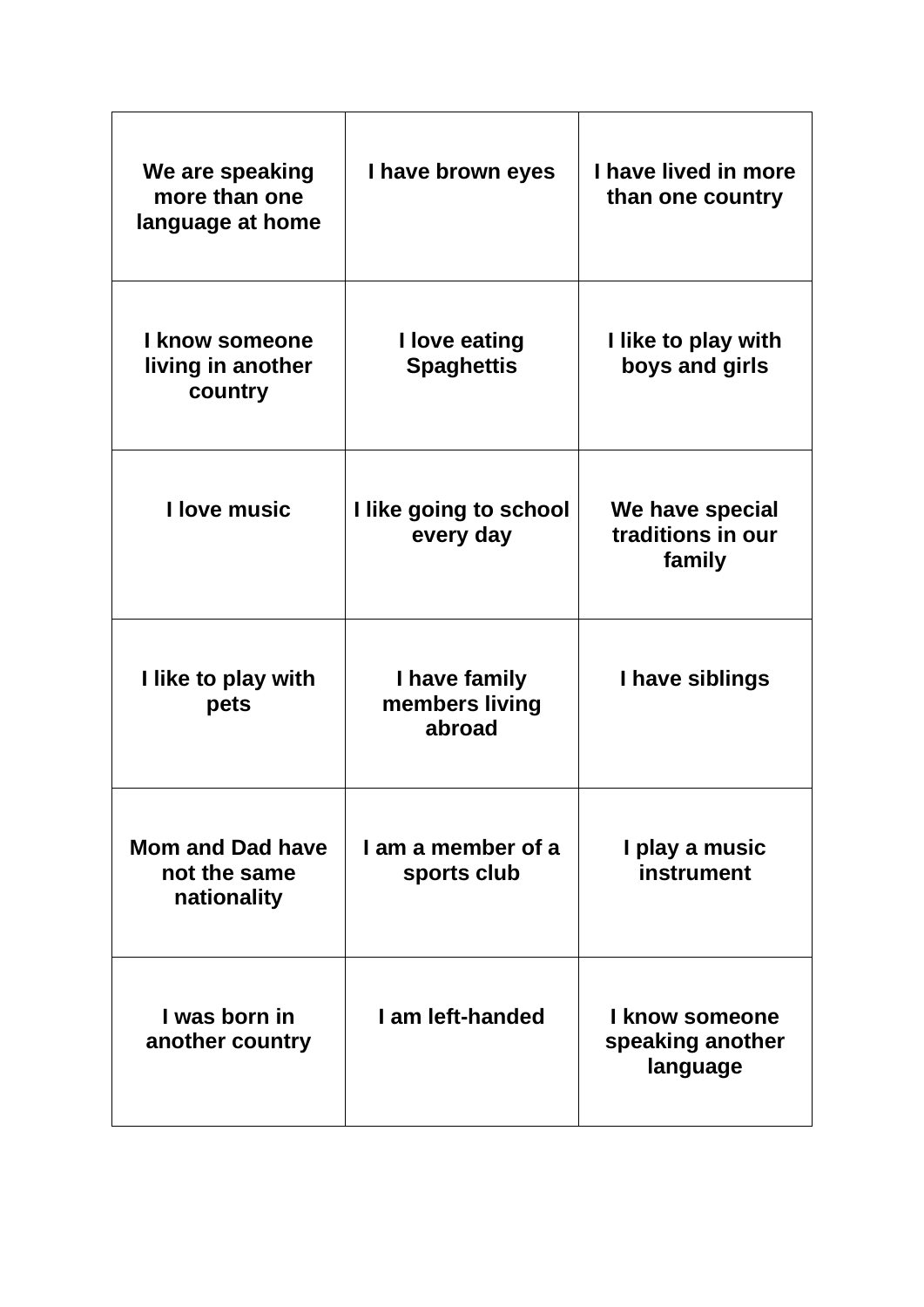| | | |
|---|---|---|
| **We are speaking more than one language at home** | **I have brown eyes** | **I have lived in more than one country** |
| **I know someone living in another country** | **I love eating Spaghettis** | **I like to play with boys and girls** |
| **I love music** | **I like going to school every day** | **We have special traditions in our family** |
| **I like to play with pets** | **I have family members living abroad** | **I have siblings** |
| **Mom and Dad have not the same nationality** | **I am a member of a sports club** | **I play a music instrument** |
| **I was born in another country** | **I am left-handed** | **I know someone speaking another language** |